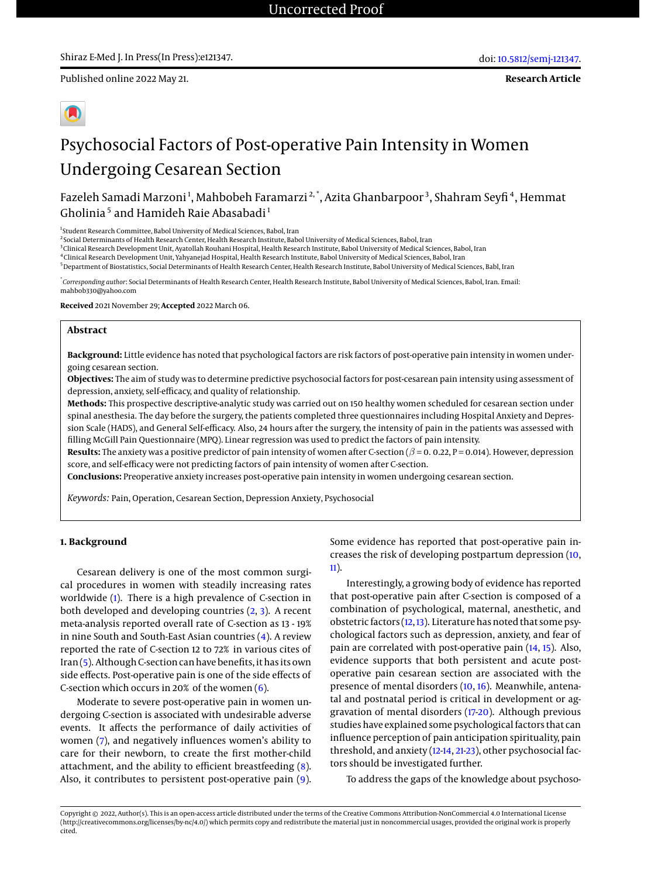Uncorrected Proof

Shiraz E-Med J. In Press(In Press):e121347.

doi: 10.5812/semj-121347.

Published online 2022 May 21.

**Research Article**

# Psychosocial Factors of Post-operative Pain Intensity in Women Undergoing Cesarean Section

Fazeleh Samadi Marzoni [1], Mahbobeh Faramarzi [2,*], Azita Ghanbarpoor [3], Shahram Seyfi [4], Hemmat Gholinia [5] and Hamideh Raie Abasabadi [1]

[1] Student Research Committee, Babol University of Medical Sciences, Babol, Iran
[2] Social Determinants of Health Research Center, Health Research Institute, Babol University of Medical Sciences, Babol, Iran
[3] Clinical Research Development Unit, Ayatollah Rouhani Hospital, Health Research Institute, Babol University of Medical Sciences, Babol, Iran
[4] Clinical Research Development Unit, Yahyanejad Hospital, Health Research Institute, Babol University of Medical Sciences, Babol, Iran
[5] Department of Biostatistics, Social Determinants of Health Research Center, Health Research Institute, Babol University of Medical Sciences, Babl, Iran

[*] *Corresponding author*: Social Determinants of Health Research Center, Health Research Institute, Babol University of Medical Sciences, Babol, Iran. Email: mahbob330@yahoo.com

**Received** 2021 November 29; **Accepted** 2022 March 06.

## Abstract

**Background:** Little evidence has noted that psychological factors are risk factors of post-operative pain intensity in women undergoing cesarean section.

**Objectives:** The aim of study was to determine predictive psychosocial factors for post-cesarean pain intensity using assessment of depression, anxiety, self-efficacy, and quality of relationship.

**Methods:** This prospective descriptive-analytic study was carried out on 150 healthy women scheduled for cesarean section under spinal anesthesia. The day before the surgery, the patients completed three questionnaires including Hospital Anxiety and Depression Scale (HADS), and General Self-efficacy. Also, 24 hours after the surgery, the intensity of pain in the patients was assessed with filling McGill Pain Questionnaire (MPQ). Linear regression was used to predict the factors of pain intensity.

**Results:** The anxiety was a positive predictor of pain intensity of women after C-section ($\beta$ = 0. 0.22, P = 0.014). However, depression score, and self-efficacy were not predicting factors of pain intensity of women after C-section.

**Conclusions:** Preoperative anxiety increases post-operative pain intensity in women undergoing cesarean section.

*Keywords:* Pain, Operation, Cesarean Section, Depression Anxiety, Psychosocial

## 1. Background

Cesarean delivery is one of the most common surgical procedures in women with steadily increasing rates worldwide (1). There is a high prevalence of C-section in both developed and developing countries (2, 3). A recent meta-analysis reported overall rate of C-section as 13 - 19% in nine South and South-East Asian countries (4). A review reported the rate of C-section 12 to 72% in various cites of Iran (5). Although C-section can have benefits, it has its own side effects. Post-operative pain is one of the side effects of C-section which occurs in 20% of the women (6).

Moderate to severe post-operative pain in women undergoing C-section is associated with undesirable adverse events. It affects the performance of daily activities of women (7), and negatively influences women's ability to care for their newborn, to create the first mother-child attachment, and the ability to efficient breastfeeding (8). Also, it contributes to persistent post-operative pain (9). Some evidence has reported that post-operative pain increases the risk of developing postpartum depression (10, 11).

Interestingly, a growing body of evidence has reported that post-operative pain after C-section is composed of a combination of psychological, maternal, anesthetic, and obstetric factors (12, 13). Literature has noted that some psychological factors such as depression, anxiety, and fear of pain are correlated with post-operative pain (14, 15). Also, evidence supports that both persistent and acute post-operative pain cesarean section are associated with the presence of mental disorders (10, 16). Meanwhile, antenatal and postnatal period is critical in development or aggravation of mental disorders (17-20). Although previous studies have explained some psychological factors that can influence perception of pain anticipation spirituality, pain threshold, and anxiety (12-14, 21-23), other psychosocial factors should be investigated further.

To address the gaps of the knowledge about psychoso-

Copyright © 2022, Author(s). This is an open-access article distributed under the terms of the Creative Commons Attribution-NonCommercial 4.0 International License (http://creativecommons.org/licenses/by-nc/4.0/) which permits copy and redistribute the material just in noncommercial usages, provided the original work is properly cited.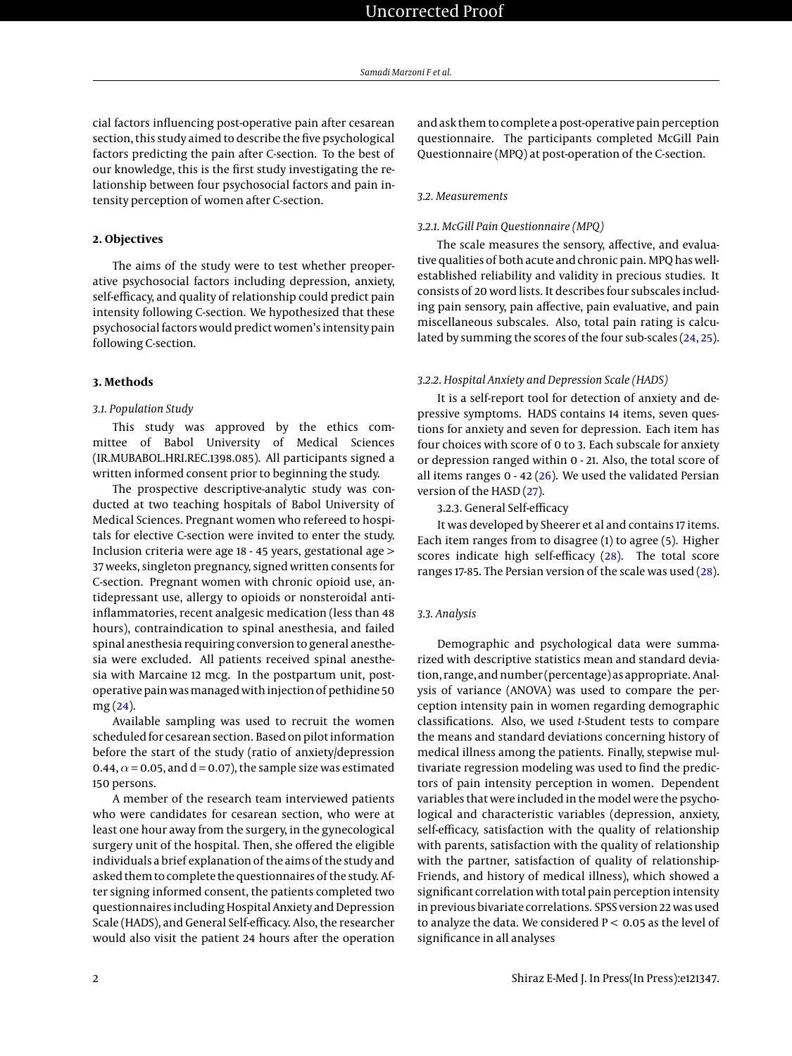cial factors influencing post-operative pain after cesarean section, this study aimed to describe the five psychological factors predicting the pain after C-section. To the best of our knowledge, this is the first study investigating the relationship between four psychosocial factors and pain intensity perception of women after C-section.

## 2. Objectives

The aims of the study were to test whether preoperative psychosocial factors including depression, anxiety, self-efficacy, and quality of relationship could predict pain intensity following C-section. We hypothesized that these psychosocial factors would predict women's intensity pain following C-section.

## 3. Methods

### 3.1. Population Study

This study was approved by the ethics committee of Babol University of Medical Sciences (IR.MUBABOL.HRI.REC.1398.085). All participants signed a written informed consent prior to beginning the study.

The prospective descriptive-analytic study was conducted at two teaching hospitals of Babol University of Medical Sciences. Pregnant women who refereed to hospitals for elective C-section were invited to enter the study. Inclusion criteria were age 18 - 45 years, gestational age > 37 weeks, singleton pregnancy, signed written consents for C-section. Pregnant women with chronic opioid use, antidepressant use, allergy to opioids or nonsteroidal anti-inflammatories, recent analgesic medication (less than 48 hours), contraindication to spinal anesthesia, and failed spinal anesthesia requiring conversion to general anesthesia were excluded. All patients received spinal anesthesia with Marcaine 12 mcg. In the postpartum unit, post-operative pain was managed with injection of pethidine 50 mg (24).

Available sampling was used to recruit the women scheduled for cesarean section. Based on pilot information before the start of the study (ratio of anxiety/depression 0.44, $\alpha = 0.05$, and $d = 0.07$), the sample size was estimated 150 persons.

A member of the research team interviewed patients who were candidates for cesarean section, who were at least one hour away from the surgery, in the gynecological surgery unit of the hospital. Then, she offered the eligible individuals a brief explanation of the aims of the study and asked them to complete the questionnaires of the study. After signing informed consent, the patients completed two questionnaires including Hospital Anxiety and Depression Scale (HADS), and General Self-efficacy. Also, the researcher would also visit the patient 24 hours after the operation and ask them to complete a post-operative pain perception questionnaire. The participants completed McGill Pain Questionnaire (MPQ) at post-operation of the C-section.

### 3.2. Measurements

#### 3.2.1. McGill Pain Questionnaire (MPQ)

The scale measures the sensory, affective, and evaluative qualities of both acute and chronic pain. MPQ has well-established reliability and validity in precious studies. It consists of 20 word lists. It describes four subscales including pain sensory, pain affective, pain evaluative, and pain miscellaneous subscales. Also, total pain rating is calculated by summing the scores of the four sub-scales (24, 25).

#### 3.2.2. Hospital Anxiety and Depression Scale (HADS)

It is a self-report tool for detection of anxiety and depressive symptoms. HADS contains 14 items, seven questions for anxiety and seven for depression. Each item has four choices with score of 0 to 3. Each subscale for anxiety or depression ranged within 0 - 21. Also, the total score of all items ranges 0 - 42 (26). We used the validated Persian version of the HASD (27).

#### 3.2.3. General Self-efficacy

It was developed by Sheerer et al and contains 17 items. Each item ranges from to disagree (1) to agree (5). Higher scores indicate high self-efficacy (28). The total score ranges 17-85. The Persian version of the scale was used (28).

### 3.3. Analysis

Demographic and psychological data were summarized with descriptive statistics mean and standard deviation, range, and number (percentage) as appropriate. Analysis of variance (ANOVA) was used to compare the perception intensity pain in women regarding demographic classifications. Also, we used *t*-Student tests to compare the means and standard deviations concerning history of medical illness among the patients. Finally, stepwise multivariate regression modeling was used to find the predictors of pain intensity perception in women. Dependent variables that were included in the model were the psychological and characteristic variables (depression, anxiety, self-efficacy, satisfaction with the quality of relationship with parents, satisfaction with the quality of relationship with the partner, satisfaction of quality of relationship-Friends, and history of medical illness), which showed a significant correlation with total pain perception intensity in previous bivariate correlations. SPSS version 22 was used to analyze the data. We considered $P < 0.05$ as the level of significance in all analyses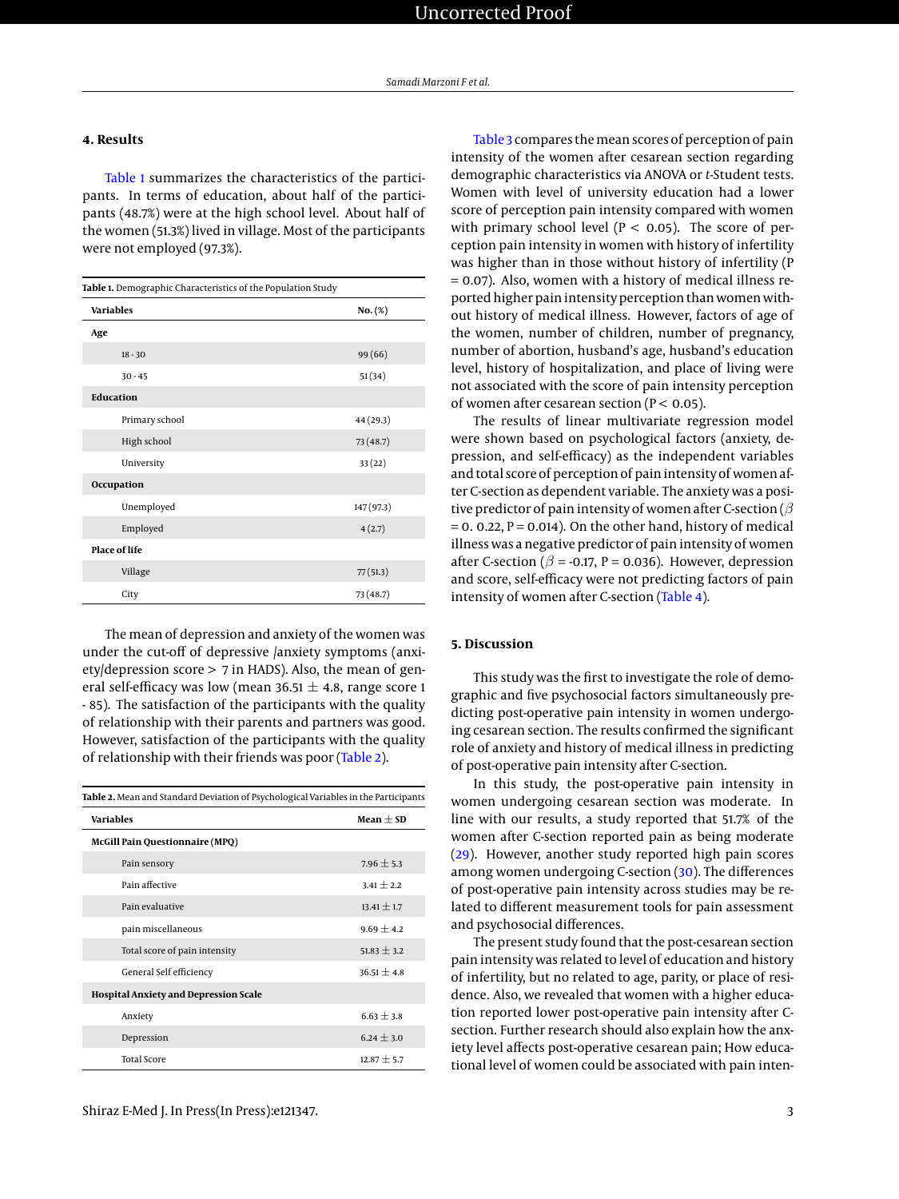## 4. Results

Table 1 summarizes the characteristics of the participants. In terms of education, about half of the participants (48.7%) were at the high school level. About half of the women (51.3%) lived in village. Most of the participants were not employed (97.3%).

**Table 1.** Demographic Characteristics of the Population Study

| Variables | No. (%) |
|---|---|
| **Age** | |
| 18 - 30 | 99 (66) |
| 30 - 45 | 51 (34) |
| **Education** | |
| Primary school | 44 (29.3) |
| High school | 73 (48.7) |
| University | 33 (22) |
| **Occupation** | |
| Unemployed | 147 (97.3) |
| Employed | 4 (2.7) |
| **Place of life** | |
| Village | 77 (51.3) |
| City | 73 (48.7) |

The mean of depression and anxiety of the women was under the cut-off of depressive /anxiety symptoms (anxiety/depression score > 7 in HADS). Also, the mean of general self-efficacy was low (mean 36.51 ± 4.8, range score 1 - 85). The satisfaction of the participants with the quality of relationship with their parents and partners was good. However, satisfaction of the participants with the quality of relationship with their friends was poor (Table 2).

**Table 2.** Mean and Standard Deviation of Psychological Variables in the Participants

| Variables | Mean ± SD |
|---|---|
| **McGill Pain Questionnaire (MPQ)** | |
| Pain sensory | 7.96 ± 5.3 |
| Pain affective | 3.41 ± 2.2 |
| Pain evaluative | 13.41 ± 1.7 |
| pain miscellaneous | 9.69 ± 4.2 |
| Total score of pain intensity | 51.83 ± 3.2 |
| General Self efficiency | 36.51 ± 4.8 |
| **Hospital Anxiety and Depression Scale** | |
| Anxiety | 6.63 ± 3.8 |
| Depression | 6.24 ± 3.0 |
| Total Score | 12.87 ± 5.7 |

Table 3 compares the mean scores of perception of pain intensity of the women after cesarean section regarding demographic characteristics via ANOVA or *t*-Student tests. Women with level of university education had a lower score of perception pain intensity compared with women with primary school level ($P < 0.05$). The score of perception pain intensity in women with history of infertility was higher than in those without history of infertility ($P = 0.07$). Also, women with a history of medical illness reported higher pain intensity perception than women without history of medical illness. However, factors of age of the women, number of children, number of pregnancy, number of abortion, husband's age, husband's education level, history of hospitalization, and place of living were not associated with the score of pain intensity perception of women after cesarean section ($P < 0.05$).

The results of linear multivariate regression model were shown based on psychological factors (anxiety, depression, and self-efficacy) as the independent variables and total score of perception of pain intensity of women after C-section as dependent variable. The anxiety was a positive predictor of pain intensity of women after C-section ($\beta$ = 0. 0.22, P = 0.014). On the other hand, history of medical illness was a negative predictor of pain intensity of women after C-section ($\beta$ = -0.17, P = 0.036). However, depression and score, self-efficacy were not predicting factors of pain intensity of women after C-section (Table 4).

## 5. Discussion

This study was the first to investigate the role of demographic and five psychosocial factors simultaneously predicting post-operative pain intensity in women undergoing cesarean section. The results confirmed the significant role of anxiety and history of medical illness in predicting of post-operative pain intensity after C-section.

In this study, the post-operative pain intensity in women undergoing cesarean section was moderate. In line with our results, a study reported that 51.7% of the women after C-section reported pain as being moderate (29). However, another study reported high pain scores among women undergoing C-section (30). The differences of post-operative pain intensity across studies may be related to different measurement tools for pain assessment and psychosocial differences.

The present study found that the post-cesarean section pain intensity was related to level of education and history of infertility, but no related to age, parity, or place of residence. Also, we revealed that women with a higher education reported lower post-operative pain intensity after C-section. Further research should also explain how the anxiety level affects post-operative cesarean pain; How educational level of women could be associated with pain inten-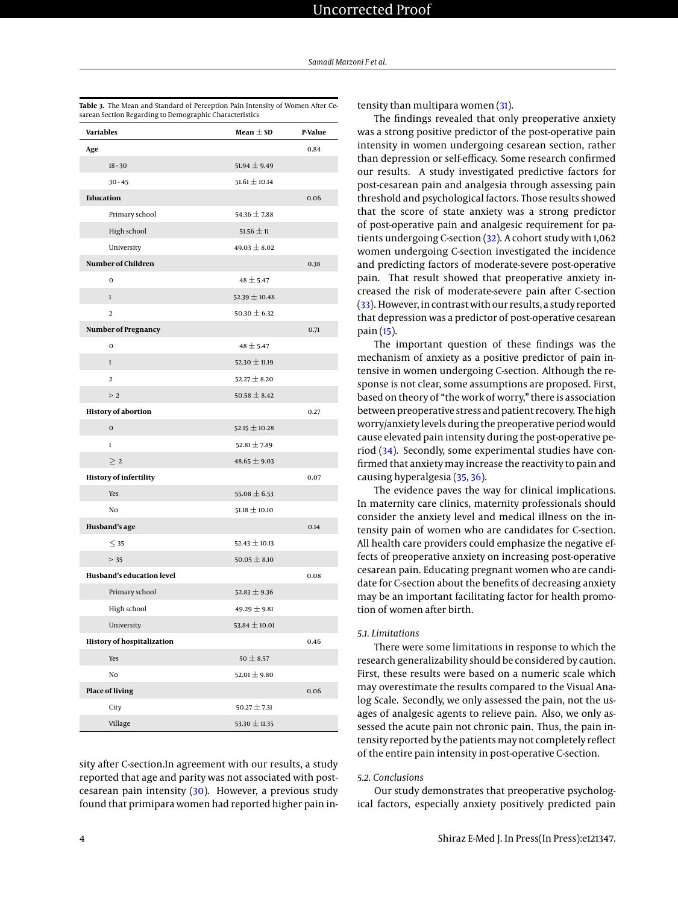**Table 3.** The Mean and Standard of Perception Pain Intensity of Women After Cesarean Section Regarding to Demographic Characteristics

| Variables | Mean ± SD | P-Value |
|---|---|---|
| **Age** | | 0.84 |
| 18 - 30 | 51.94 ± 9.49 | |
| 30 - 45 | 51.61 ± 10.14 | |
| **Education** | | 0.06 |
| Primary school | 54.36 ± 7.88 | |
| High school | 51.56 ± 11 | |
| University | 49.03 ± 8.02 | |
| **Number of Children** | | 0.38 |
| 0 | 48 ± 5.47 | |
| 1 | 52.39 ± 10.48 | |
| 2 | 50.30 ± 6.32 | |
| **Number of Pregnancy** | | 0.71 |
| 0 | 48 ± 5.47 | |
| 1 | 52.30 ± 11.19 | |
| 2 | 52.27 ± 8.20 | |
| > 2 | 50.58 ± 8.42 | |
| **History of abortion** | | 0.27 |
| 0 | 52.15 ± 10.28 | |
| 1 | 52.81 ± 7.89 | |
| ≥ 2 | 48.65 ± 9.03 | |
| **History of infertility** | | 0.07 |
| Yes | 55.08 ± 6.53 | |
| No | 51.18 ± 10.10 | |
| **Husband's age** | | 0.14 |
| ≤ 35 | 52.43 ± 10.13 | |
| > 35 | 50.05 ± 8.10 | |
| **Husband's education level** | | 0.08 |
| Primary school | 52.83 ± 9.36 | |
| High school | 49.29 ± 9.81 | |
| University | 53.84 ± 10.01 | |
| **History of hospitalization** | | 0.46 |
| Yes | 50 ± 8.57 | |
| No | 52.01 ± 9.80 | |
| **Place of living** | | 0.06 |
| City | 50.27 ± 7.31 | |
| Village | 53.30 ± 11.35 | |

sity after C-section.In agreement with our results, a study reported that age and parity was not associated with post-cesarean pain intensity (30). However, a previous study found that primipara women had reported higher pain intensity than multipara women (31).

The findings revealed that only preoperative anxiety was a strong positive predictor of the post-operative pain intensity in women undergoing cesarean section, rather than depression or self-efficacy. Some research confirmed our results. A study investigated predictive factors for post-cesarean pain and analgesia through assessing pain threshold and psychological factors. Those results showed that the score of state anxiety was a strong predictor of post-operative pain and analgesic requirement for patients undergoing C-section (32). A cohort study with 1,062 women undergoing C-section investigated the incidence and predicting factors of moderate-severe post-operative pain. That result showed that preoperative anxiety increased the risk of moderate-severe pain after C-section (33). However, in contrast with our results, a study reported that depression was a predictor of post-operative cesarean pain (15).

The important question of these findings was the mechanism of anxiety as a positive predictor of pain intensive in women undergoing C-section. Although the response is not clear, some assumptions are proposed. First, based on theory of "the work of worry," there is association between preoperative stress and patient recovery. The high worry/anxiety levels during the preoperative period would cause elevated pain intensity during the post-operative period (34). Secondly, some experimental studies have confirmed that anxiety may increase the reactivity to pain and causing hyperalgesia (35, 36).

The evidence paves the way for clinical implications. In maternity care clinics, maternity professionals should consider the anxiety level and medical illness on the intensity pain of women who are candidates for C-section. All health care providers could emphasize the negative effects of preoperative anxiety on increasing post-operative cesarean pain. Educating pregnant women who are candidate for C-section about the benefits of decreasing anxiety may be an important facilitating factor for health promotion of women after birth.

### 5.1. Limitations

There were some limitations in response to which the research generalizability should be considered by caution. First, these results were based on a numeric scale which may overestimate the results compared to the Visual Analog Scale. Secondly, we only assessed the pain, not the usages of analgesic agents to relieve pain. Also, we only assessed the acute pain not chronic pain. Thus, the pain intensity reported by the patients may not completely reflect of the entire pain intensity in post-operative C-section.

### 5.2. Conclusions

Our study demonstrates that preoperative psychological factors, especially anxiety positively predicted pain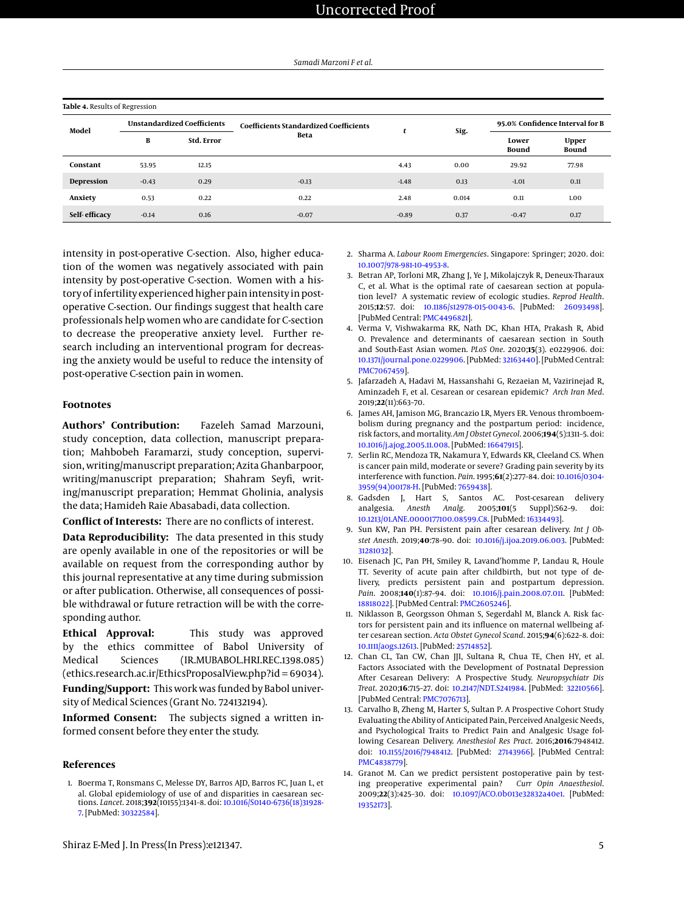**Table 4.** Results of Regression

| Model | Unstandardized Coefficients | | Coefficients Standardized Coefficients | t | Sig. | 95.0% Confidence Interval for B | |
|---|---|---|---|---|---|---|---|
| | B | Std. Error | Beta | | | Lower Bound | Upper Bound |
| **Constant** | 53.95 | 12.15 | | 4.43 | 0.00 | 29.92 | 77.98 |
| **Depression** | -0.43 | 0.29 | -0.13 | -1.48 | 0.13 | -1.01 | 0.11 |
| **Anxiety** | 0.53 | 0.22 | 0.22 | 2.48 | 0.014 | 0.11 | 1.00 |
| **Self- efficacy** | -0.14 | 0.16 | -0.07 | -0.89 | 0.37 | -0.47 | 0.17 |

intensity in post-operative C-section. Also, higher education of the women was negatively associated with pain intensity by post-operative C-section. Women with a history of infertility experienced higher pain intensity in post-operative C-section. Our findings suggest that health care professionals help women who are candidate for C-section to decrease the preoperative anxiety level. Further research including an interventional program for decreasing the anxiety would be useful to reduce the intensity of post-operative C-section pain in women.

## Footnotes

**Authors' Contribution:** Fazeleh Samad Marzouni, study conception, data collection, manuscript preparation; Mahbobeh Faramarzi, study conception, supervision, writing/manuscript preparation; Azita Ghanbarpoor, writing/manuscript preparation; Shahram Seyfi, writing/manuscript preparation; Hemmat Gholinia, analysis the data; Hamideh Raie Abasabadi, data collection.

**Conflict of Interests:** There are no conflicts of interest.

**Data Reproducibility:** The data presented in this study are openly available in one of the repositories or will be available on request from the corresponding author by this journal representative at any time during submission or after publication. Otherwise, all consequences of possible withdrawal or future retraction will be with the corresponding author.

**Ethical Approval:** This study was approved by the ethics committee of Babol University of Medical Sciences (IR.MUBABOL.HRI.REC.1398.085) (ethics.research.ac.ir/EthicsProposalView.php?id = 69034).

**Funding/Support:** This work was funded by Babol university of Medical Sciences (Grant No. 724132194).

**Informed Consent:** The subjects signed a written informed consent before they enter the study.

## References

1. Boerma T, Ronsmans C, Melesse DY, Barros AJD, Barros FC, Juan L, et al. Global epidemiology of use of and disparities in caesarean sections. *Lancet*. 2018;**392**(10155):1341–8. doi: 10.1016/S0140-6736(18)31928-7. [PubMed: 30322584].
2. Sharma A. *Labour Room Emergencies*. Singapore: Springer; 2020. doi: 10.1007/978-981-10-4953-8.
3. Betran AP, Torloni MR, Zhang J, Ye J, Mikolajczyk R, Deneux-Tharaux C, et al. What is the optimal rate of caesarean section at population level? A systematic review of ecologic studies. *Reprod Health*. 2015;**12**:57. doi: 10.1186/s12978-015-0043-6. [PubMed: 26093498]. [PubMed Central: PMC4496821].
4. Verma V, Vishwakarma RK, Nath DC, Khan HTA, Prakash R, Abid O. Prevalence and determinants of caesarean section in South and South-East Asian women. *PLoS One*. 2020;**15**(3). e0229906. doi: 10.1371/journal.pone.0229906. [PubMed: 32163440]. [PubMed Central: PMC7067459].
5. Jafarzadeh A, Hadavi M, Hassanshahi G, Rezaeian M, Vazirinejad R, Aminzadeh F, et al. Cesarean or cesarean epidemic? *Arch Iran Med*. 2019;**22**(11):663–70.
6. James AH, Jamison MG, Brancazio LR, Myers ER. Venous thromboembolism during pregnancy and the postpartum period: incidence, risk factors, and mortality. *Am J Obstet Gynecol*. 2006;**194**(5):1311–5. doi: 10.1016/j.ajog.2005.11.008. [PubMed: 16647915].
7. Serlin RC, Mendoza TR, Nakamura Y, Edwards KR, Cleeland CS. When is cancer pain mild, moderate or severe? Grading pain severity by its interference with function. *Pain*. 1995;**61**(2):277–84. doi: 10.1016/0304-3959(94)00178-H. [PubMed: 7659438].
8. Gadsden J, Hart S, Santos AC. Post-cesarean delivery analgesia. *Anesth Analg*. 2005;**101**(5 Suppl):S62–9. doi: 10.1213/01.ANE.0000177100.08599.C8. [PubMed: 16334493].
9. Sun KW, Pan PH. Persistent pain after cesarean delivery. *Int J Obstet Anesth*. 2019;**40**:78–90. doi: 10.1016/j.ijoa.2019.06.003. [PubMed: 31281032].
10. Eisenach JC, Pan PH, Smiley R, Lavand'homme P, Landau R, Houle TT. Severity of acute pain after childbirth, but not type of delivery, predicts persistent pain and postpartum depression. *Pain*. 2008;**140**(1):87–94. doi: 10.1016/j.pain.2008.07.011. [PubMed: 18818022]. [PubMed Central: PMC2605246].
11. Niklasson B, Georgsson Ohman S, Segerdahl M, Blanck A. Risk factors for persistent pain and its influence on maternal wellbeing after cesarean section. *Acta Obstet Gynecol Scand*. 2015;**94**(6):622–8. doi: 10.1111/aogs.12613. [PubMed: 25714852].
12. Chan CL, Tan CW, Chan JJI, Sultana R, Chua TE, Chen HY, et al. Factors Associated with the Development of Postnatal Depression After Cesarean Delivery: A Prospective Study. *Neuropsychiatr Dis Treat*. 2020;**16**:715–27. doi: 10.2147/NDT.S241984. [PubMed: 32210566]. [PubMed Central: PMC7076713].
13. Carvalho B, Zheng M, Harter S, Sultan P. A Prospective Cohort Study Evaluating the Ability of Anticipated Pain, Perceived Analgesic Needs, and Psychological Traits to Predict Pain and Analgesic Usage following Cesarean Delivery. *Anesthesiol Res Pract*. 2016;**2016**:7948412. doi: 10.1155/2016/7948412. [PubMed: 27143966]. [PubMed Central: PMC4838779].
14. Granot M. Can we predict persistent postoperative pain by testing preoperative experimental pain? *Curr Opin Anaesthesiol*. 2009;**22**(3):425–30. doi: 10.1097/ACO.0b013e32832a40e1. [PubMed: 19352173].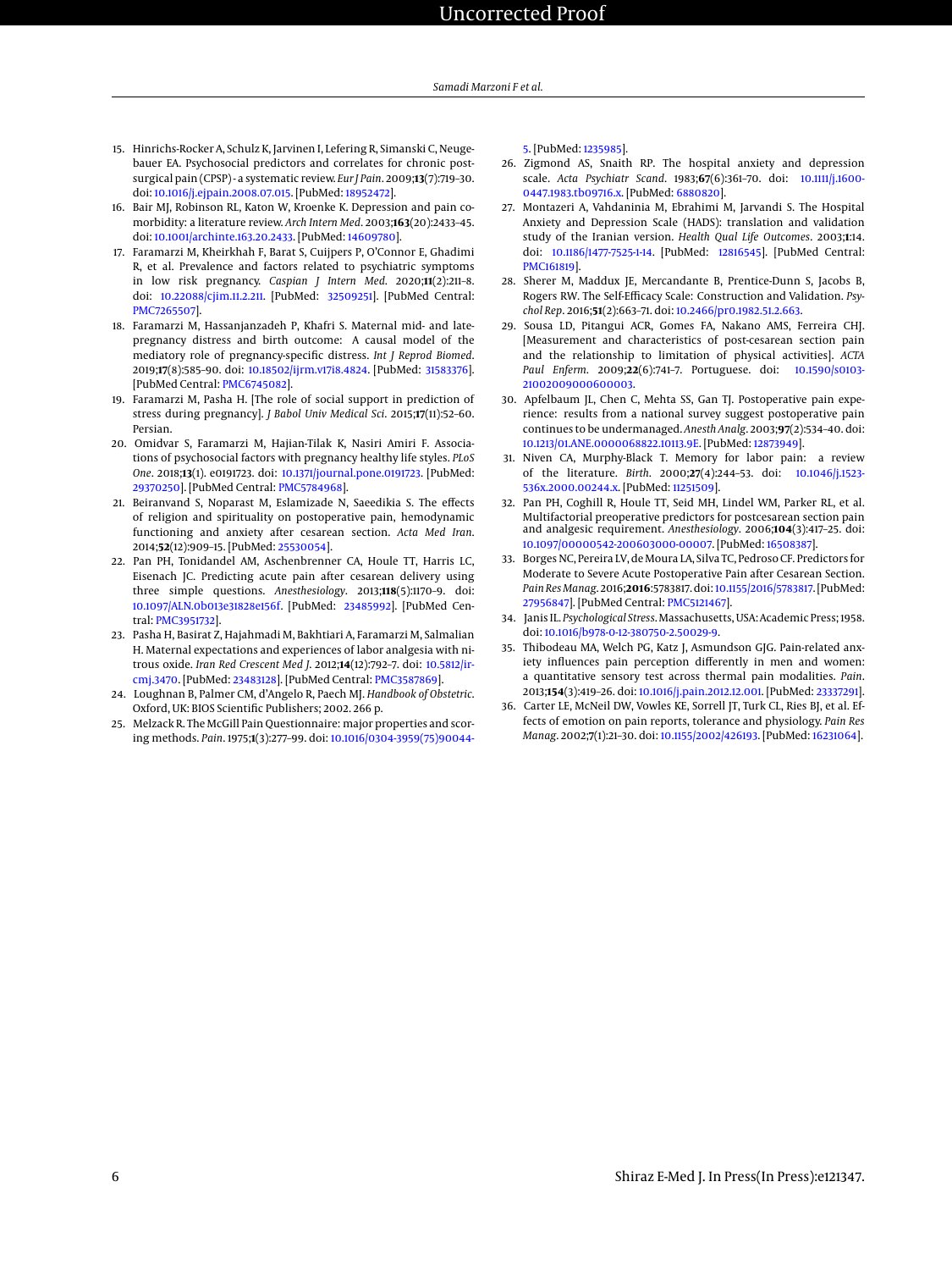15. Hinrichs-Rocker A, Schulz K, Jarvinen I, Lefering R, Simanski C, Neugebauer EA. Psychosocial predictors and correlates for chronic post-surgical pain (CPSP) - a systematic review. *Eur J Pain*. 2009;**13**(7):719–30. doi: 10.1016/j.ejpain.2008.07.015. [PubMed: 18952472].
16. Bair MJ, Robinson RL, Katon W, Kroenke K. Depression and pain comorbidity: a literature review. *Arch Intern Med*. 2003;**163**(20):2433–45. doi: 10.1001/archinte.163.20.2433. [PubMed: 14609780].
17. Faramarzi M, Kheirkhah F, Barat S, Cuijpers P, O'Connor E, Ghadimi R, et al. Prevalence and factors related to psychiatric symptoms in low risk pregnancy. *Caspian J Intern Med*. 2020;**11**(2):211–8. doi: 10.22088/cjim.11.2.211. [PubMed: 32509251]. [PubMed Central: PMC7265507].
18. Faramarzi M, Hassanjanzadeh P, Khafri S. Maternal mid- and late-pregnancy distress and birth outcome: A causal model of the mediatory role of pregnancy-specific distress. *Int J Reprod Biomed*. 2019;**17**(8):585–90. doi: 10.18502/ijrm.v17i8.4824. [PubMed: 31583376]. [PubMed Central: PMC6745082].
19. Faramarzi M, Pasha H. [The role of social support in prediction of stress during pregnancy]. *J Babol Univ Medical Sci*. 2015;**17**(11):52–60. Persian.
20. Omidvar S, Faramarzi M, Hajian-Tilak K, Nasiri Amiri F. Associations of psychosocial factors with pregnancy healthy life styles. *PLoS One*. 2018;**13**(1). e0191723. doi: 10.1371/journal.pone.0191723. [PubMed: 29370250]. [PubMed Central: PMC5784968].
21. Beiranvand S, Noparast M, Eslamizade N, Saeedikia S. The effects of religion and spirituality on postoperative pain, hemodynamic functioning and anxiety after cesarean section. *Acta Med Iran*. 2014;**52**(12):909–15. [PubMed: 25530054].
22. Pan PH, Tonidandel AM, Aschenbrenner CA, Houle TT, Harris LC, Eisenach JC. Predicting acute pain after cesarean delivery using three simple questions. *Anesthesiology*. 2013;**118**(5):1170–9. doi: 10.1097/ALN.0b013e31828e156f. [PubMed: 23485992]. [PubMed Central: PMC3951732].
23. Pasha H, Basirat Z, Hajahmadi M, Bakhtiari A, Faramarzi M, Salmalian H. Maternal expectations and experiences of labor analgesia with nitrous oxide. *Iran Red Crescent Med J*. 2012;**14**(12):792–7. doi: 10.5812/ircmj.3470. [PubMed: 23483128]. [PubMed Central: PMC3587869].
24. Loughnan B, Palmer CM, d'Angelo R, Paech MJ. *Handbook of Obstetric*. Oxford, UK: BIOS Scientific Publishers; 2002. 266 p.
25. Melzack R. The McGill Pain Questionnaire: major properties and scoring methods. *Pain*. 1975;**1**(3):277–99. doi: 10.1016/0304-3959(75)90044-5. [PubMed: 1235985].
26. Zigmond AS, Snaith RP. The hospital anxiety and depression scale. *Acta Psychiatr Scand*. 1983;**67**(6):361–70. doi: 10.1111/j.1600-0447.1983.tb09716.x. [PubMed: 6880820].
27. Montazeri A, Vahdaninia M, Ebrahimi M, Jarvandi S. The Hospital Anxiety and Depression Scale (HADS): translation and validation study of the Iranian version. *Health Qual Life Outcomes*. 2003;**1**:14. doi: 10.1186/1477-7525-1-14. [PubMed: 12816545]. [PubMed Central: PMC161819].
28. Sherer M, Maddux JE, Mercandante B, Prentice-Dunn S, Jacobs B, Rogers RW. The Self-Efficacy Scale: Construction and Validation. *Psychol Rep*. 2016;**51**(2):663–71. doi: 10.2466/pr0.1982.51.2.663.
29. Sousa LD, Pitangui ACR, Gomes FA, Nakano AMS, Ferreira CHJ. [Measurement and characteristics of post-cesarean section pain and the relationship to limitation of physical activities]. *ACTA Paul Enferm*. 2009;**22**(6):741–7. Portuguese. doi: 10.1590/s0103-21002009000600003.
30. Apfelbaum JL, Chen C, Mehta SS, Gan TJ. Postoperative pain experience: results from a national survey suggest postoperative pain continues to be undermanaged. *Anesth Analg*. 2003;**97**(2):534–40. doi: 10.1213/01.ANE.0000068822.10113.9E. [PubMed: 12873949].
31. Niven CA, Murphy-Black T. Memory for labor pain: a review of the literature. *Birth*. 2000;**27**(4):244–53. doi: 10.1046/j.1523-536x.2000.00244.x. [PubMed: 11251509].
32. Pan PH, Coghill R, Houle TT, Seid MH, Lindel WM, Parker RL, et al. Multifactorial preoperative predictors for postcesarean section pain and analgesic requirement. *Anesthesiology*. 2006;**104**(3):417–25. doi: 10.1097/00000542-200603000-00007. [PubMed: 16508387].
33. Borges NC, Pereira LV, de Moura LA, Silva TC, Pedroso CF. Predictors for Moderate to Severe Acute Postoperative Pain after Cesarean Section. *Pain Res Manag*. 2016;**2016**:5783817. doi: 10.1155/2016/5783817. [PubMed: 27956847]. [PubMed Central: PMC5121467].
34. Janis IL. *Psychological Stress*. Massachusetts, USA: Academic Press; 1958. doi: 10.1016/b978-0-12-380750-2.50029-9.
35. Thibodeau MA, Welch PG, Katz J, Asmundson GJG. Pain-related anxiety influences pain perception differently in men and women: a quantitative sensory test across thermal pain modalities. *Pain*. 2013;**154**(3):419–26. doi: 10.1016/j.pain.2012.12.001. [PubMed: 23337291].
36. Carter LE, McNeil DW, Vowles KE, Sorrell JT, Turk CL, Ries BJ, et al. Effects of emotion on pain reports, tolerance and physiology. *Pain Res Manag*. 2002;**7**(1):21–30. doi: 10.1155/2002/426193. [PubMed: 16231064].